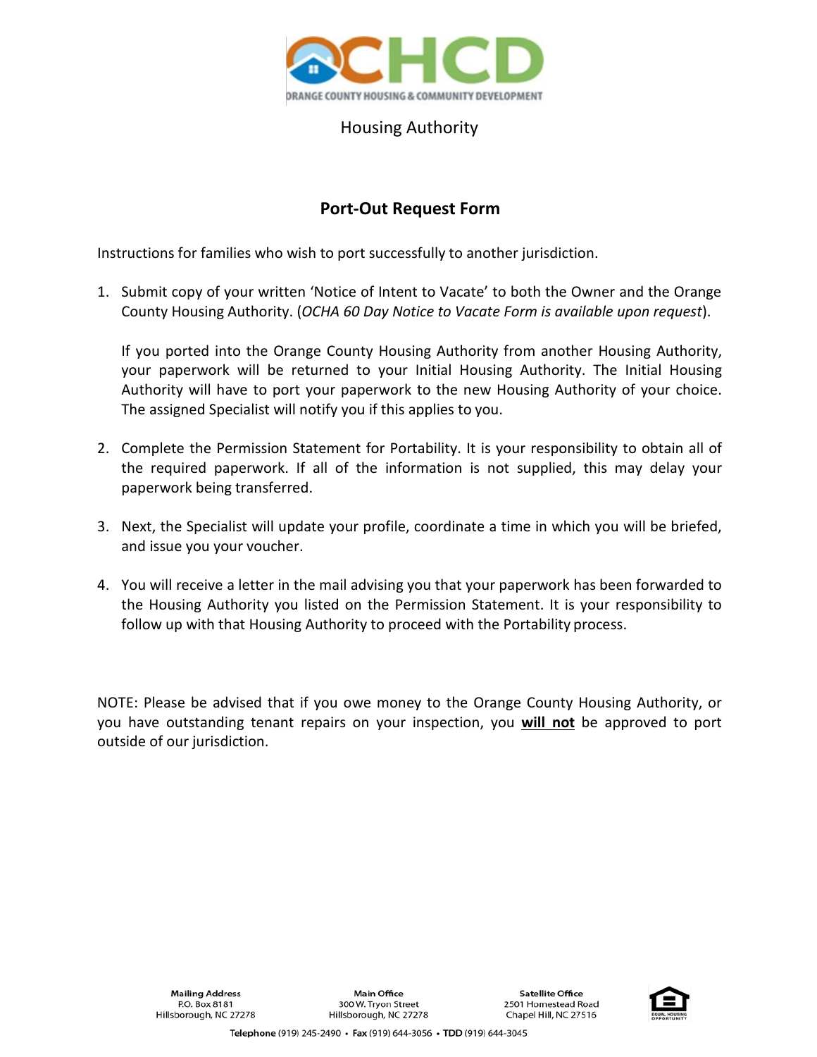OCHCD

ORANGE COUNTY HOUSING & COMMUNITY DEVELOPMENT

Housing Authority

# Port-Out Request Form

Instructions for families who wish to port successfully to another jurisdiction.

1. Submit copy of your written 'Notice of Intent to Vacate' to both the Owner and the Orange County Housing Authority. (*OCHA 60 Day Notice to Vacate Form is available upon request*).

   If you ported into the Orange County Housing Authority from another Housing Authority, your paperwork will be returned to your Initial Housing Authority. The Initial Housing Authority will have to port your paperwork to the new Housing Authority of your choice. The assigned Specialist will notify you if this applies to you.

2. Complete the Permission Statement for Portability. It is your responsibility to obtain all of the required paperwork. If all of the information is not supplied, this may delay your paperwork being transferred.

3. Next, the Specialist will update your profile, coordinate a time in which you will be briefed, and issue you your voucher.

4. You will receive a letter in the mail advising you that your paperwork has been forwarded to the Housing Authority you listed on the Permission Statement. It is your responsibility to follow up with that Housing Authority to proceed with the Portability process.

NOTE: Please be advised that if you owe money to the Orange County Housing Authority, or you have outstanding tenant repairs on your inspection, you **<u>will not</u>** be approved to port outside of our jurisdiction.

**Mailing Address**
P.O. Box 8181
Hillsborough, NC 27278

**Main Office**
300 W. Tryon Street
Hillsborough, NC 27278

**Satellite Office**
2501 Homestead Road
Chapel Hill, NC 27516

**Telephone** (919) 245-2490 • **Fax** (919) 644-3056 • **TDD** (919) 644-3045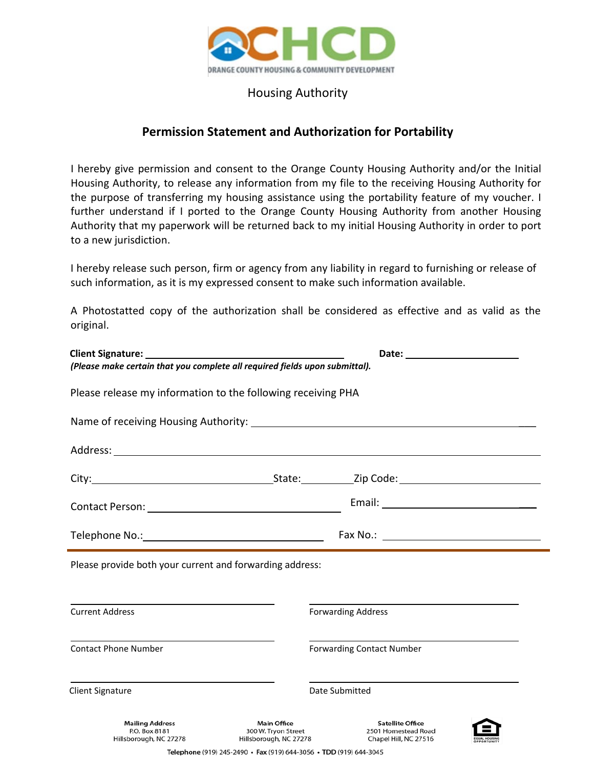OCHCD

ORANGE COUNTY HOUSING & COMMUNITY DEVELOPMENT

Housing Authority

## Permission Statement and Authorization for Portability

I hereby give permission and consent to the Orange County Housing Authority and/or the Initial Housing Authority, to release any information from my file to the receiving Housing Authority for the purpose of transferring my housing assistance using the portability feature of my voucher. I further understand if I ported to the Orange County Housing Authority from another Housing Authority that my paperwork will be returned back to my initial Housing Authority in order to port to a new jurisdiction.

I hereby release such person, firm or agency from any liability in regard to furnishing or release of such information, as it is my expressed consent to make such information available.

A Photostatted copy of the authorization shall be considered as effective and as valid as the original.

**Client Signature:** ______________________________ **Date:** ____________________

***(Please make certain that you complete all required fields upon submittal).***

Please release my information to the following receiving PHA

Name of receiving Housing Authority: ________________________________________

Address: ________________________________________________________________

City: ____________________ State: ________ Zip Code: ____________________

Contact Person: ______________________________ Email: ______________________

Telephone No.: ______________________________ Fax No.: ______________________

Please provide both your current and forwarding address:

______________________________ ______________________________

Current Address | Forwarding Address

______________________________ ______________________________

Contact Phone Number | Forwarding Contact Number

______________________________ ______________________________

Client Signature | Date Submitted

**Mailing Address**
P.O. Box 8181
Hillsborough, NC 27278

**Main Office**
300 W. Tryon Street
Hillsborough, NC 27278

**Satellite Office**
2501 Homestead Road
Chapel Hill, NC 27516

EQUAL HOUSING OPPORTUNITY

**Telephone** (919) 245-2490 • **Fax** (919) 644-3056 • **TDD** (919) 644-3045